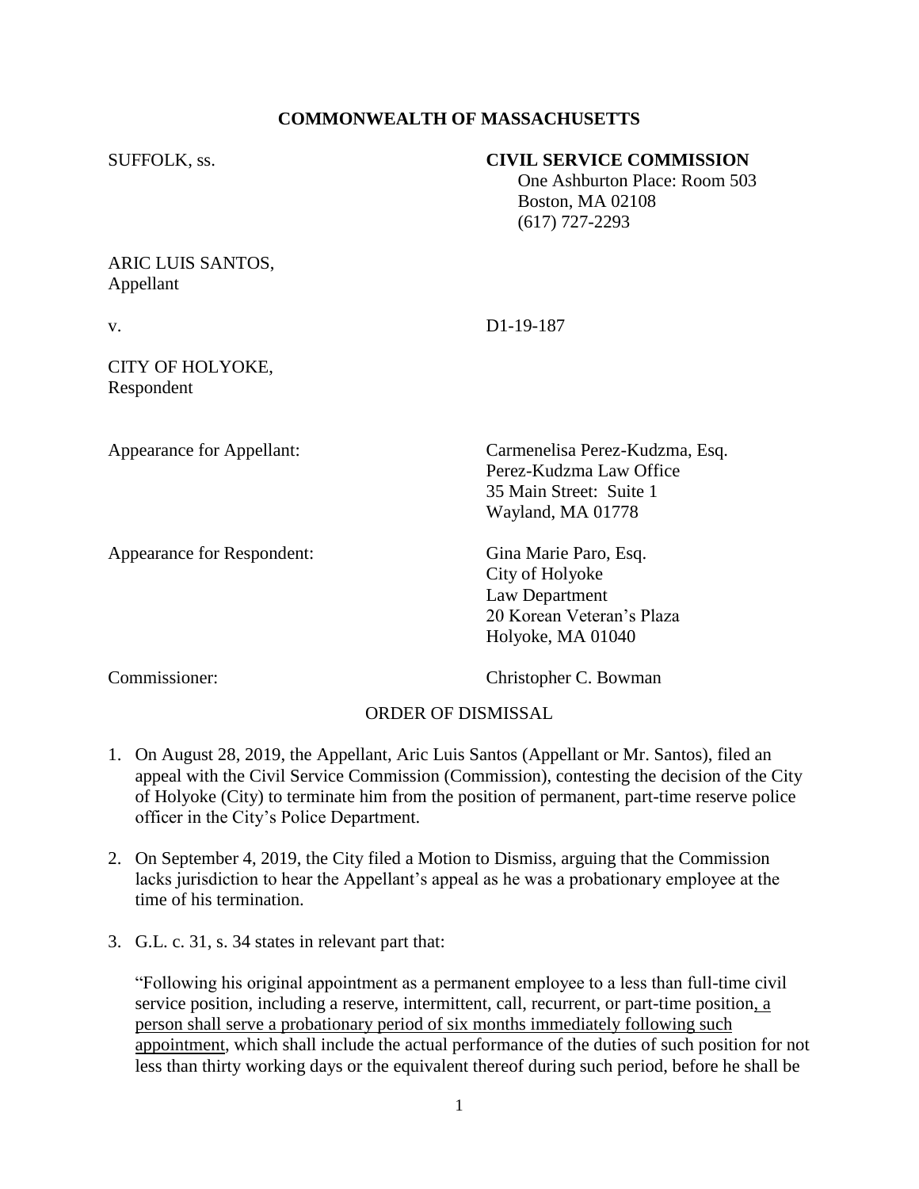**COMMONWEALTH OF MASSACHUSETTS**

SUFFOLK, ss.

**CIVIL SERVICE COMMISSION**
One Ashburton Place: Room 503
Boston, MA 02108
(617) 727-2293

ARIC LUIS SANTOS,
Appellant

v.

D1-19-187

CITY OF HOLYOKE,
Respondent

Appearance for Appellant:

Carmenelisa Perez-Kudzma, Esq.
Perez-Kudzma Law Office
35 Main Street: Suite 1
Wayland, MA 01778

Appearance for Respondent:

Gina Marie Paro, Esq.
City of Holyoke
Law Department
20 Korean Veteran's Plaza
Holyoke, MA 01040

Commissioner:

Christopher C. Bowman

ORDER OF DISMISSAL

1. On August 28, 2019, the Appellant, Aric Luis Santos (Appellant or Mr. Santos), filed an appeal with the Civil Service Commission (Commission), contesting the decision of the City of Holyoke (City) to terminate him from the position of permanent, part-time reserve police officer in the City's Police Department.

2. On September 4, 2019, the City filed a Motion to Dismiss, arguing that the Commission lacks jurisdiction to hear the Appellant's appeal as he was a probationary employee at the time of his termination.

3. G.L. c. 31, s. 34 states in relevant part that:

   "Following his original appointment as a permanent employee to a less than full-time civil service position, including a reserve, intermittent, call, recurrent, or part-time position, <u>a person shall serve a probationary period of six months immediately following such appointment</u>, which shall include the actual performance of the duties of such position for not less than thirty working days or the equivalent thereof during such period, before he shall be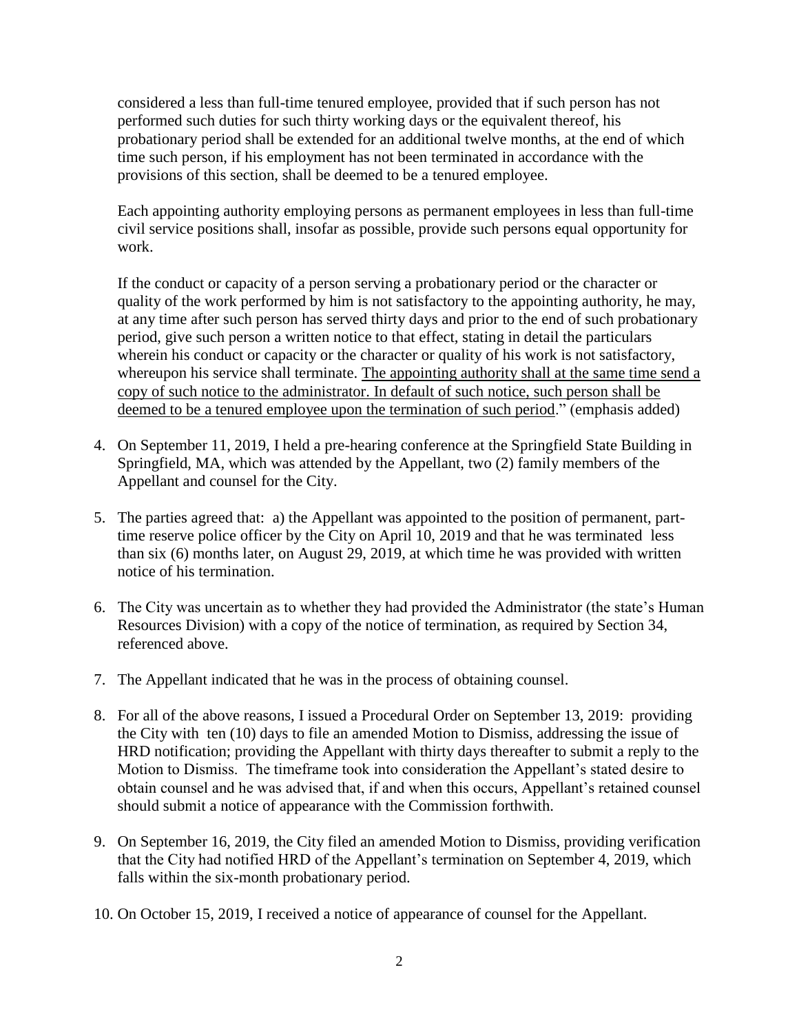considered a less than full-time tenured employee, provided that if such person has not performed such duties for such thirty working days or the equivalent thereof, his probationary period shall be extended for an additional twelve months, at the end of which time such person, if his employment has not been terminated in accordance with the provisions of this section, shall be deemed to be a tenured employee.

Each appointing authority employing persons as permanent employees in less than full-time civil service positions shall, insofar as possible, provide such persons equal opportunity for work.

If the conduct or capacity of a person serving a probationary period or the character or quality of the work performed by him is not satisfactory to the appointing authority, he may, at any time after such person has served thirty days and prior to the end of such probationary period, give such person a written notice to that effect, stating in detail the particulars wherein his conduct or capacity or the character or quality of his work is not satisfactory, whereupon his service shall terminate. <u>The appointing authority shall at the same time send a copy of such notice to the administrator. In default of such notice, such person shall be deemed to be a tenured employee upon the termination of such period</u>." (emphasis added)

4. On September 11, 2019, I held a pre-hearing conference at the Springfield State Building in Springfield, MA, which was attended by the Appellant, two (2) family members of the Appellant and counsel for the City.

5. The parties agreed that: a) the Appellant was appointed to the position of permanent, part-time reserve police officer by the City on April 10, 2019 and that he was terminated less than six (6) months later, on August 29, 2019, at which time he was provided with written notice of his termination.

6. The City was uncertain as to whether they had provided the Administrator (the state's Human Resources Division) with a copy of the notice of termination, as required by Section 34, referenced above.

7. The Appellant indicated that he was in the process of obtaining counsel.

8. For all of the above reasons, I issued a Procedural Order on September 13, 2019: providing the City with ten (10) days to file an amended Motion to Dismiss, addressing the issue of HRD notification; providing the Appellant with thirty days thereafter to submit a reply to the Motion to Dismiss. The timeframe took into consideration the Appellant's stated desire to obtain counsel and he was advised that, if and when this occurs, Appellant's retained counsel should submit a notice of appearance with the Commission forthwith.

9. On September 16, 2019, the City filed an amended Motion to Dismiss, providing verification that the City had notified HRD of the Appellant's termination on September 4, 2019, which falls within the six-month probationary period.

10. On October 15, 2019, I received a notice of appearance of counsel for the Appellant.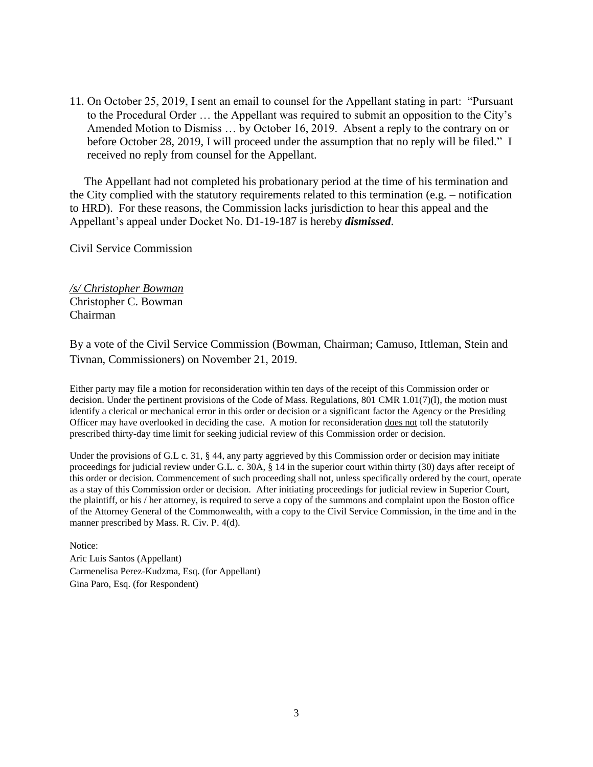11. On October 25, 2019, I sent an email to counsel for the Appellant stating in part: "Pursuant to the Procedural Order … the Appellant was required to submit an opposition to the City's Amended Motion to Dismiss … by October 16, 2019. Absent a reply to the contrary on or before October 28, 2019, I will proceed under the assumption that no reply will be filed." I received no reply from counsel for the Appellant.

The Appellant had not completed his probationary period at the time of his termination and the City complied with the statutory requirements related to this termination (e.g. – notification to HRD). For these reasons, the Commission lacks jurisdiction to hear this appeal and the Appellant's appeal under Docket No. D1-19-187 is hereby ***dismissed***.

Civil Service Commission

*/s/ Christopher Bowman*
Christopher C. Bowman
Chairman

By a vote of the Civil Service Commission (Bowman, Chairman; Camuso, Ittleman, Stein and Tivnan, Commissioners) on November 21, 2019.

Either party may file a motion for reconsideration within ten days of the receipt of this Commission order or decision. Under the pertinent provisions of the Code of Mass. Regulations, 801 CMR 1.01(7)(l), the motion must identify a clerical or mechanical error in this order or decision or a significant factor the Agency or the Presiding Officer may have overlooked in deciding the case. A motion for reconsideration does not toll the statutorily prescribed thirty-day time limit for seeking judicial review of this Commission order or decision.

Under the provisions of G.L c. 31, § 44, any party aggrieved by this Commission order or decision may initiate proceedings for judicial review under G.L. c. 30A, § 14 in the superior court within thirty (30) days after receipt of this order or decision. Commencement of such proceeding shall not, unless specifically ordered by the court, operate as a stay of this Commission order or decision. After initiating proceedings for judicial review in Superior Court, the plaintiff, or his / her attorney, is required to serve a copy of the summons and complaint upon the Boston office of the Attorney General of the Commonwealth, with a copy to the Civil Service Commission, in the time and in the manner prescribed by Mass. R. Civ. P. 4(d).

Notice:
Aric Luis Santos (Appellant)
Carmenelisa Perez-Kudzma, Esq. (for Appellant)
Gina Paro, Esq. (for Respondent)